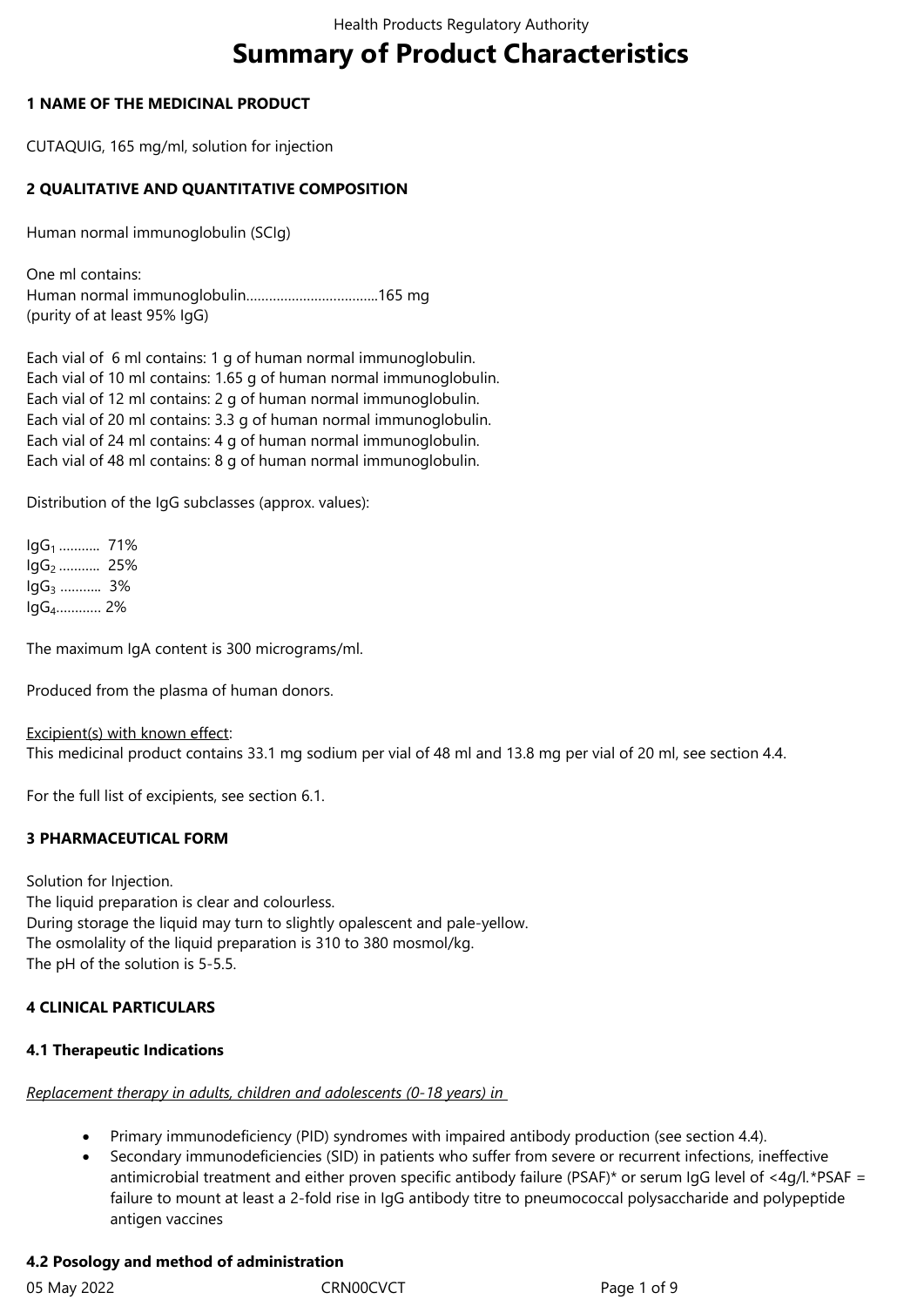# Summary of Product Characteristics

## 1 NAME OF THE MEDICINAL PRODUCT

CUTAQUIG, 165 mg/ml, solution for injection

## 2 QUALITATIVE AND QUANTITATIVE COMPOSITION

Human normal immunoglobulin (SCIg)

One ml contains:
Human normal immunoglobulin.................................165 mg
(purity of at least 95% IgG)

Each vial of 6 ml contains: 1 g of human normal immunoglobulin.
Each vial of 10 ml contains: 1.65 g of human normal immunoglobulin.
Each vial of 12 ml contains: 2 g of human normal immunoglobulin.
Each vial of 20 ml contains: 3.3 g of human normal immunoglobulin.
Each vial of 24 ml contains: 4 g of human normal immunoglobulin.
Each vial of 48 ml contains: 8 g of human normal immunoglobulin.

Distribution of the IgG subclasses (approx. values):

$IgG_1$ ........... 71%
$IgG_2$ ........... 25%
$IgG_3$ ........... 3%
$IgG_4$............ 2%

The maximum IgA content is 300 micrograms/ml.

Produced from the plasma of human donors.

Excipient(s) with known effect:
This medicinal product contains 33.1 mg sodium per vial of 48 ml and 13.8 mg per vial of 20 ml, see section 4.4.

For the full list of excipients, see section 6.1.

## 3 PHARMACEUTICAL FORM

Solution for Injection.
The liquid preparation is clear and colourless.
During storage the liquid may turn to slightly opalescent and pale-yellow.
The osmolality of the liquid preparation is 310 to 380 mosmol/kg.
The pH of the solution is 5-5.5.

## 4 CLINICAL PARTICULARS

### 4.1 Therapeutic Indications

*Replacement therapy in adults, children and adolescents (0-18 years) in*

- Primary immunodeficiency (PID) syndromes with impaired antibody production (see section 4.4).
- Secondary immunodeficiencies (SID) in patients who suffer from severe or recurrent infections, ineffective antimicrobial treatment and either proven specific antibody failure (PSAF)* or serum IgG level of <4g/l.*PSAF = failure to mount at least a 2-fold rise in IgG antibody titre to pneumococcal polysaccharide and polypeptide antigen vaccines

### 4.2 Posology and method of administration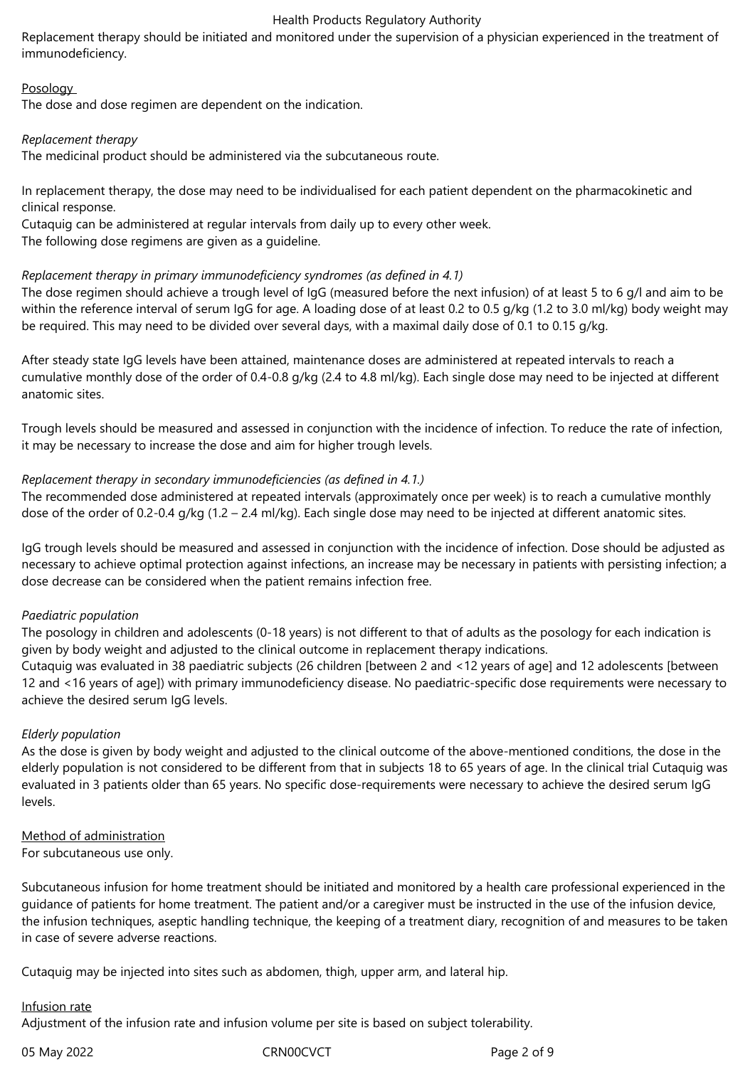Replacement therapy should be initiated and monitored under the supervision of a physician experienced in the treatment of immunodeficiency.

Posology

The dose and dose regimen are dependent on the indication.

*Replacement therapy*

The medicinal product should be administered via the subcutaneous route.

In replacement therapy, the dose may need to be individualised for each patient dependent on the pharmacokinetic and clinical response.
Cutaquig can be administered at regular intervals from daily up to every other week.
The following dose regimens are given as a guideline.

*Replacement therapy in primary immunodeficiency syndromes (as defined in 4.1)*

The dose regimen should achieve a trough level of IgG (measured before the next infusion) of at least 5 to 6 g/l and aim to be within the reference interval of serum IgG for age. A loading dose of at least 0.2 to 0.5 g/kg (1.2 to 3.0 ml/kg) body weight may be required. This may need to be divided over several days, with a maximal daily dose of 0.1 to 0.15 g/kg.

After steady state IgG levels have been attained, maintenance doses are administered at repeated intervals to reach a cumulative monthly dose of the order of 0.4-0.8 g/kg (2.4 to 4.8 ml/kg). Each single dose may need to be injected at different anatomic sites.

Trough levels should be measured and assessed in conjunction with the incidence of infection. To reduce the rate of infection, it may be necessary to increase the dose and aim for higher trough levels.

*Replacement therapy in secondary immunodeficiencies (as defined in 4.1.)*

The recommended dose administered at repeated intervals (approximately once per week) is to reach a cumulative monthly dose of the order of 0.2-0.4 g/kg (1.2 – 2.4 ml/kg). Each single dose may need to be injected at different anatomic sites.

IgG trough levels should be measured and assessed in conjunction with the incidence of infection. Dose should be adjusted as necessary to achieve optimal protection against infections, an increase may be necessary in patients with persisting infection; a dose decrease can be considered when the patient remains infection free.

*Paediatric population*

The posology in children and adolescents (0-18 years) is not different to that of adults as the posology for each indication is given by body weight and adjusted to the clinical outcome in replacement therapy indications.
Cutaquig was evaluated in 38 paediatric subjects (26 children [between 2 and <12 years of age] and 12 adolescents [between 12 and <16 years of age]) with primary immunodeficiency disease. No paediatric-specific dose requirements were necessary to achieve the desired serum IgG levels.

*Elderly population*

As the dose is given by body weight and adjusted to the clinical outcome of the above-mentioned conditions, the dose in the elderly population is not considered to be different from that in subjects 18 to 65 years of age. In the clinical trial Cutaquig was evaluated in 3 patients older than 65 years. No specific dose-requirements were necessary to achieve the desired serum IgG levels.

Method of administration

For subcutaneous use only.

Subcutaneous infusion for home treatment should be initiated and monitored by a health care professional experienced in the guidance of patients for home treatment. The patient and/or a caregiver must be instructed in the use of the infusion device, the infusion techniques, aseptic handling technique, the keeping of a treatment diary, recognition of and measures to be taken in case of severe adverse reactions.

Cutaquig may be injected into sites such as abdomen, thigh, upper arm, and lateral hip.

Infusion rate

Adjustment of the infusion rate and infusion volume per site is based on subject tolerability.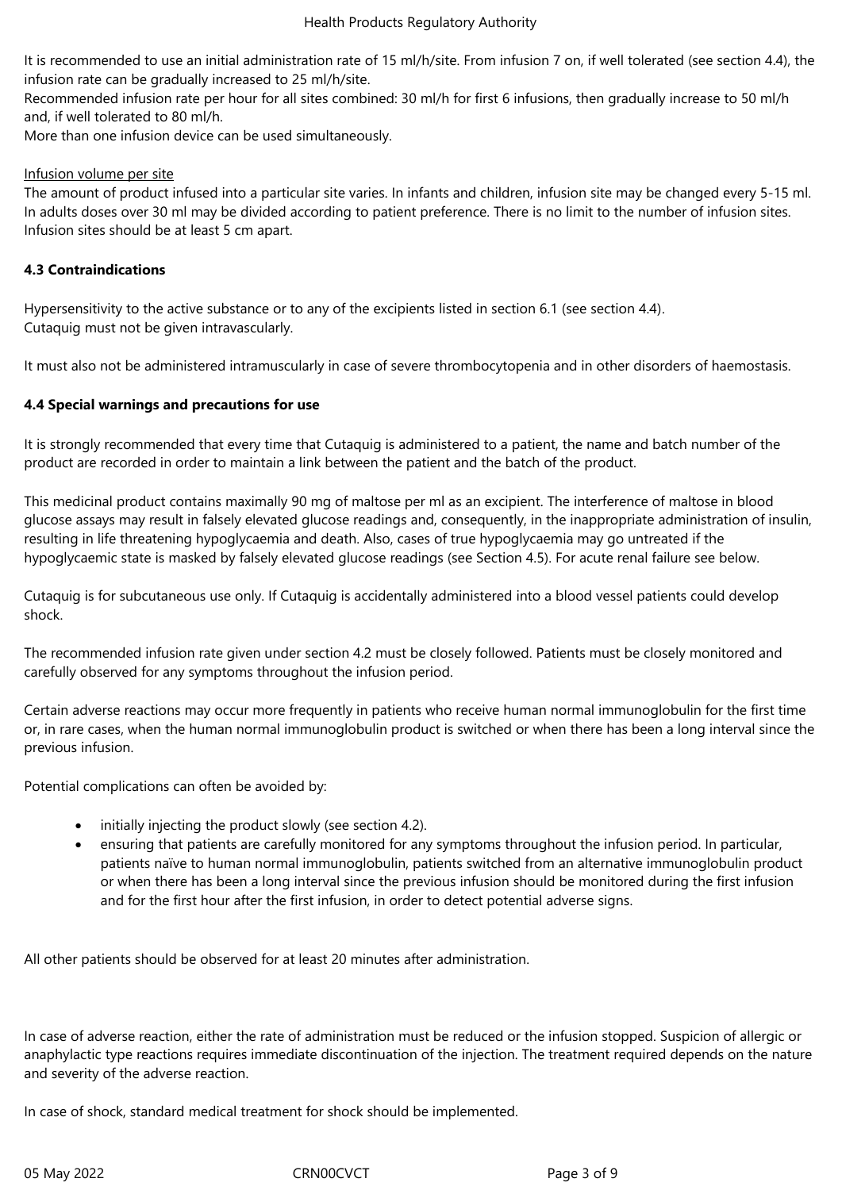It is recommended to use an initial administration rate of 15 ml/h/site. From infusion 7 on, if well tolerated (see section 4.4), the infusion rate can be gradually increased to 25 ml/h/site.
Recommended infusion rate per hour for all sites combined: 30 ml/h for first 6 infusions, then gradually increase to 50 ml/h and, if well tolerated to 80 ml/h.
More than one infusion device can be used simultaneously.

Infusion volume per site
The amount of product infused into a particular site varies. In infants and children, infusion site may be changed every 5-15 ml. In adults doses over 30 ml may be divided according to patient preference. There is no limit to the number of infusion sites. Infusion sites should be at least 5 cm apart.

**4.3 Contraindications**

Hypersensitivity to the active substance or to any of the excipients listed in section 6.1 (see section 4.4).
Cutaquig must not be given intravascularly.

It must also not be administered intramuscularly in case of severe thrombocytopenia and in other disorders of haemostasis.

**4.4 Special warnings and precautions for use**

It is strongly recommended that every time that Cutaquig is administered to a patient, the name and batch number of the product are recorded in order to maintain a link between the patient and the batch of the product.

This medicinal product contains maximally 90 mg of maltose per ml as an excipient. The interference of maltose in blood glucose assays may result in falsely elevated glucose readings and, consequently, in the inappropriate administration of insulin, resulting in life threatening hypoglycaemia and death. Also, cases of true hypoglycaemia may go untreated if the hypoglycaemic state is masked by falsely elevated glucose readings (see Section 4.5). For acute renal failure see below.

Cutaquig is for subcutaneous use only. If Cutaquig is accidentally administered into a blood vessel patients could develop shock.

The recommended infusion rate given under section 4.2 must be closely followed. Patients must be closely monitored and carefully observed for any symptoms throughout the infusion period.

Certain adverse reactions may occur more frequently in patients who receive human normal immunoglobulin for the first time or, in rare cases, when the human normal immunoglobulin product is switched or when there has been a long interval since the previous infusion.

Potential complications can often be avoided by:

- initially injecting the product slowly (see section 4.2).
- ensuring that patients are carefully monitored for any symptoms throughout the infusion period. In particular, patients naïve to human normal immunoglobulin, patients switched from an alternative immunoglobulin product or when there has been a long interval since the previous infusion should be monitored during the first infusion and for the first hour after the first infusion, in order to detect potential adverse signs.

All other patients should be observed for at least 20 minutes after administration.

In case of adverse reaction, either the rate of administration must be reduced or the infusion stopped. Suspicion of allergic or anaphylactic type reactions requires immediate discontinuation of the injection. The treatment required depends on the nature and severity of the adverse reaction.

In case of shock, standard medical treatment for shock should be implemented.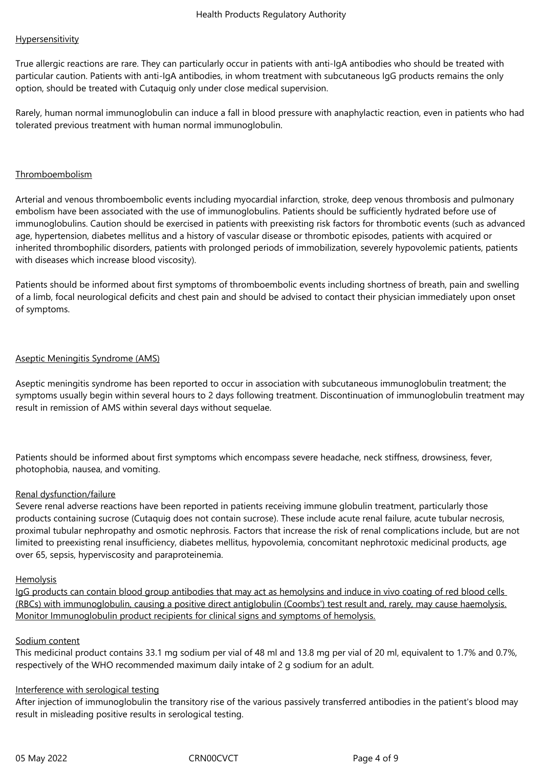<u>Hypersensitivity</u>

True allergic reactions are rare. They can particularly occur in patients with anti-IgA antibodies who should be treated with particular caution. Patients with anti-IgA antibodies, in whom treatment with subcutaneous IgG products remains the only option, should be treated with Cutaquig only under close medical supervision.

Rarely, human normal immunoglobulin can induce a fall in blood pressure with anaphylactic reaction, even in patients who had tolerated previous treatment with human normal immunoglobulin.

<u>Thromboembolism</u>

Arterial and venous thromboembolic events including myocardial infarction, stroke, deep venous thrombosis and pulmonary embolism have been associated with the use of immunoglobulins. Patients should be sufficiently hydrated before use of immunoglobulins. Caution should be exercised in patients with preexisting risk factors for thrombotic events (such as advanced age, hypertension, diabetes mellitus and a history of vascular disease or thrombotic episodes, patients with acquired or inherited thrombophilic disorders, patients with prolonged periods of immobilization, severely hypovolemic patients, patients with diseases which increase blood viscosity).

Patients should be informed about first symptoms of thromboembolic events including shortness of breath, pain and swelling of a limb, focal neurological deficits and chest pain and should be advised to contact their physician immediately upon onset of symptoms.

<u>Aseptic Meningitis Syndrome (AMS)</u>

Aseptic meningitis syndrome has been reported to occur in association with subcutaneous immunoglobulin treatment; the symptoms usually begin within several hours to 2 days following treatment. Discontinuation of immunoglobulin treatment may result in remission of AMS within several days without sequelae.

Patients should be informed about first symptoms which encompass severe headache, neck stiffness, drowsiness, fever, photophobia, nausea, and vomiting.

<u>Renal dysfunction/failure</u>

Severe renal adverse reactions have been reported in patients receiving immune globulin treatment, particularly those products containing sucrose (Cutaquig does not contain sucrose). These include acute renal failure, acute tubular necrosis, proximal tubular nephropathy and osmotic nephrosis. Factors that increase the risk of renal complications include, but are not limited to preexisting renal insufficiency, diabetes mellitus, hypovolemia, concomitant nephrotoxic medicinal products, age over 65, sepsis, hyperviscosity and paraproteinemia.

<u>Hemolysis</u>

<u>IgG products can contain blood group antibodies that may act as hemolysins and induce in vivo coating of red blood cells (RBCs) with immunoglobulin, causing a positive direct antiglobulin (Coombs') test result and, rarely, may cause haemolysis. Monitor Immunoglobulin product recipients for clinical signs and symptoms of hemolysis.</u>

<u>Sodium content</u>

This medicinal product contains 33.1 mg sodium per vial of 48 ml and 13.8 mg per vial of 20 ml, equivalent to 1.7% and 0.7%, respectively of the WHO recommended maximum daily intake of 2 g sodium for an adult.

<u>Interference with serological testing</u>

After injection of immunoglobulin the transitory rise of the various passively transferred antibodies in the patient's blood may result in misleading positive results in serological testing.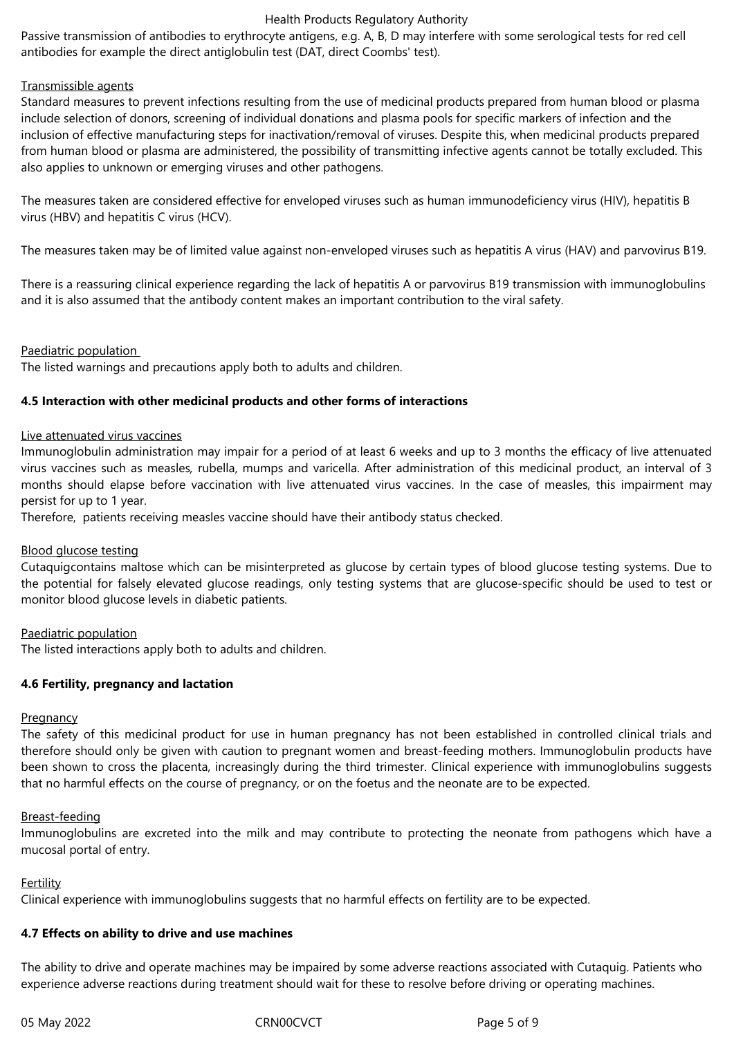Passive transmission of antibodies to erythrocyte antigens, e.g. A, B, D may interfere with some serological tests for red cell antibodies for example the direct antiglobulin test (DAT, direct Coombs' test).

Transmissible agents

Standard measures to prevent infections resulting from the use of medicinal products prepared from human blood or plasma include selection of donors, screening of individual donations and plasma pools for specific markers of infection and the inclusion of effective manufacturing steps for inactivation/removal of viruses. Despite this, when medicinal products prepared from human blood or plasma are administered, the possibility of transmitting infective agents cannot be totally excluded. This also applies to unknown or emerging viruses and other pathogens.

The measures taken are considered effective for enveloped viruses such as human immunodeficiency virus (HIV), hepatitis B virus (HBV) and hepatitis C virus (HCV).

The measures taken may be of limited value against non-enveloped viruses such as hepatitis A virus (HAV) and parvovirus B19.

There is a reassuring clinical experience regarding the lack of hepatitis A or parvovirus B19 transmission with immunoglobulins and it is also assumed that the antibody content makes an important contribution to the viral safety.

Paediatric population

The listed warnings and precautions apply both to adults and children.

**4.5 Interaction with other medicinal products and other forms of interactions**

Live attenuated virus vaccines

Immunoglobulin administration may impair for a period of at least 6 weeks and up to 3 months the efficacy of live attenuated virus vaccines such as measles, rubella, mumps and varicella. After administration of this medicinal product, an interval of 3 months should elapse before vaccination with live attenuated virus vaccines. In the case of measles, this impairment may persist for up to 1 year.

Therefore, patients receiving measles vaccine should have their antibody status checked.

Blood glucose testing

Cutaquigcontains maltose which can be misinterpreted as glucose by certain types of blood glucose testing systems. Due to the potential for falsely elevated glucose readings, only testing systems that are glucose-specific should be used to test or monitor blood glucose levels in diabetic patients.

Paediatric population

The listed interactions apply both to adults and children.

**4.6 Fertility, pregnancy and lactation**

Pregnancy

The safety of this medicinal product for use in human pregnancy has not been established in controlled clinical trials and therefore should only be given with caution to pregnant women and breast-feeding mothers. Immunoglobulin products have been shown to cross the placenta, increasingly during the third trimester. Clinical experience with immunoglobulins suggests that no harmful effects on the course of pregnancy, or on the foetus and the neonate are to be expected.

Breast-feeding

Immunoglobulins are excreted into the milk and may contribute to protecting the neonate from pathogens which have a mucosal portal of entry.

Fertility

Clinical experience with immunoglobulins suggests that no harmful effects on fertility are to be expected.

**4.7 Effects on ability to drive and use machines**

The ability to drive and operate machines may be impaired by some adverse reactions associated with Cutaquig. Patients who experience adverse reactions during treatment should wait for these to resolve before driving or operating machines.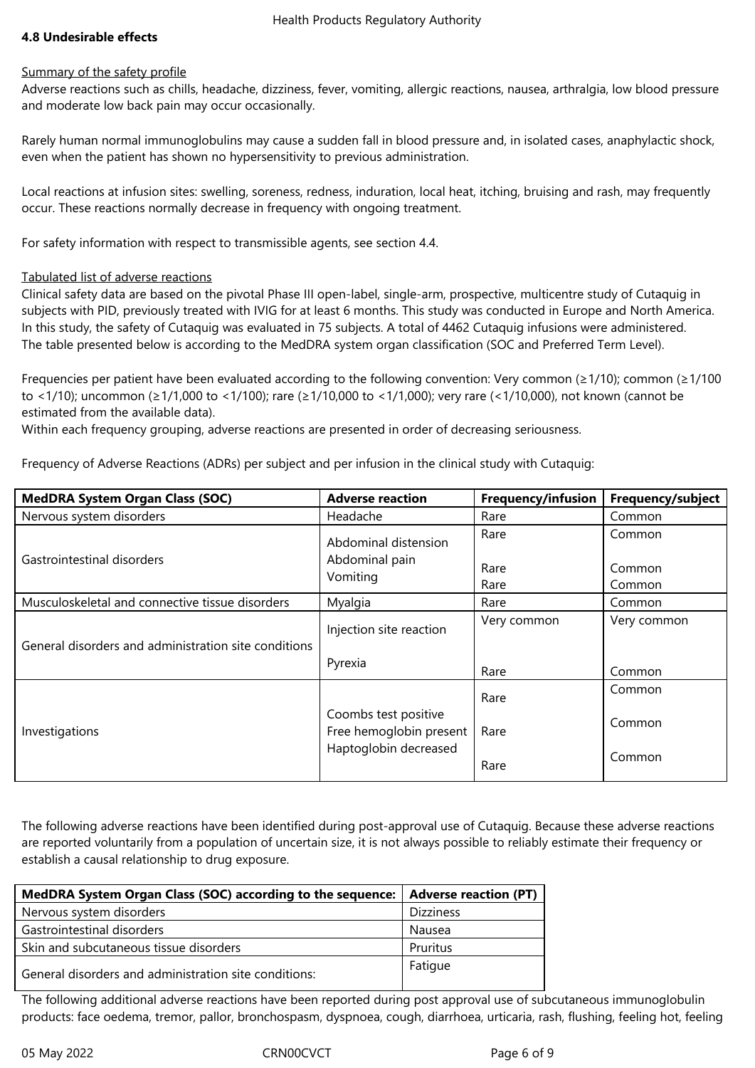### 4.8 Undesirable effects

Summary of the safety profile

Adverse reactions such as chills, headache, dizziness, fever, vomiting, allergic reactions, nausea, arthralgia, low blood pressure and moderate low back pain may occur occasionally.

Rarely human normal immunoglobulins may cause a sudden fall in blood pressure and, in isolated cases, anaphylactic shock, even when the patient has shown no hypersensitivity to previous administration.

Local reactions at infusion sites: swelling, soreness, redness, induration, local heat, itching, bruising and rash, may frequently occur. These reactions normally decrease in frequency with ongoing treatment.

For safety information with respect to transmissible agents, see section 4.4.

Tabulated list of adverse reactions

Clinical safety data are based on the pivotal Phase III open-label, single-arm, prospective, multicentre study of Cutaquig in subjects with PID, previously treated with IVIG for at least 6 months. This study was conducted in Europe and North America. In this study, the safety of Cutaquig was evaluated in 75 subjects. A total of 4462 Cutaquig infusions were administered. The table presented below is according to the MedDRA system organ classification (SOC and Preferred Term Level).

Frequencies per patient have been evaluated according to the following convention: Very common (≥1/10); common (≥1/100 to <1/10); uncommon (≥1/1,000 to <1/100); rare (≥1/10,000 to <1/1,000); very rare (<1/10,000), not known (cannot be estimated from the available data).
Within each frequency grouping, adverse reactions are presented in order of decreasing seriousness.

Frequency of Adverse Reactions (ADRs) per subject and per infusion in the clinical study with Cutaquig:

| MedDRA System Organ Class (SOC) | Adverse reaction | Frequency/infusion | Frequency/subject |
|---|---|---|---|
| Nervous system disorders | Headache | Rare | Common |
| Gastrointestinal disorders | Abdominal distension | Rare | Common |
| | Abdominal pain | Rare | Common |
| | Vomiting | Rare | Common |
| Musculoskeletal and connective tissue disorders | Myalgia | Rare | Common |
| General disorders and administration site conditions | Injection site reaction | Very common | Very common |
| | Pyrexia | Rare | Common |
| Investigations | Coombs test positive | Rare | Common |
| | Free hemoglobin present | Rare | Common |
| | Haptoglobin decreased | Rare | Common |

The following adverse reactions have been identified during post-approval use of Cutaquig. Because these adverse reactions are reported voluntarily from a population of uncertain size, it is not always possible to reliably estimate their frequency or establish a causal relationship to drug exposure.

| MedDRA System Organ Class (SOC) according to the sequence: | Adverse reaction (PT) |
|---|---|
| Nervous system disorders | Dizziness |
| Gastrointestinal disorders | Nausea |
| Skin and subcutaneous tissue disorders | Pruritus |
| General disorders and administration site conditions: | Fatigue |

The following additional adverse reactions have been reported during post approval use of subcutaneous immunoglobulin products: face oedema, tremor, pallor, bronchospasm, dyspnoea, cough, diarrhoea, urticaria, rash, flushing, feeling hot, feeling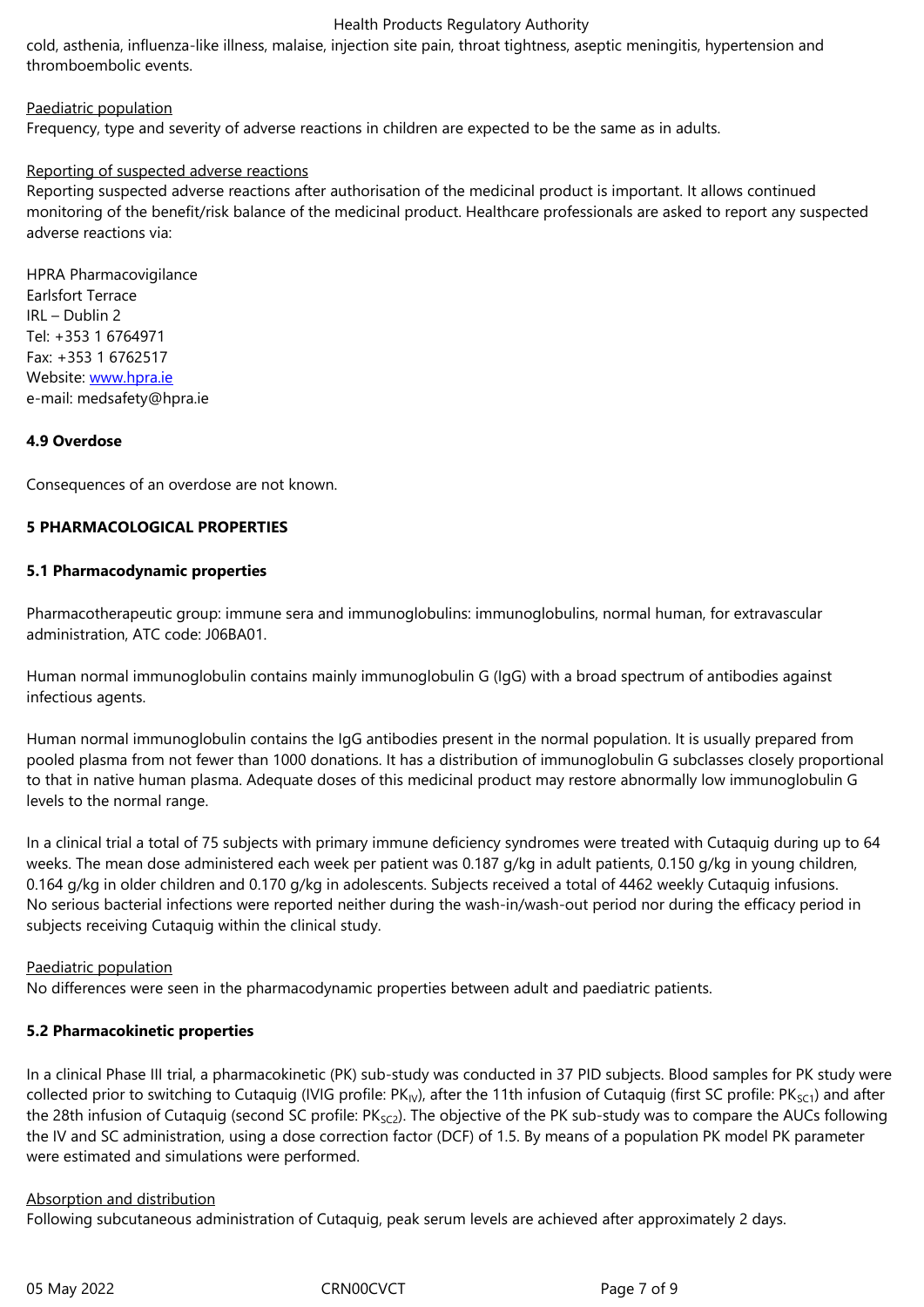cold, asthenia, influenza-like illness, malaise, injection site pain, throat tightness, aseptic meningitis, hypertension and thromboembolic events.

Paediatric population

Frequency, type and severity of adverse reactions in children are expected to be the same as in adults.

Reporting of suspected adverse reactions

Reporting suspected adverse reactions after authorisation of the medicinal product is important. It allows continued monitoring of the benefit/risk balance of the medicinal product. Healthcare professionals are asked to report any suspected adverse reactions via:

HPRA Pharmacovigilance
Earlsfort Terrace
IRL – Dublin 2
Tel: +353 1 6764971
Fax: +353 1 6762517
Website: www.hpra.ie
e-mail: medsafety@hpra.ie

**4.9 Overdose**

Consequences of an overdose are not known.

**5 PHARMACOLOGICAL PROPERTIES**

**5.1 Pharmacodynamic properties**

Pharmacotherapeutic group: immune sera and immunoglobulins: immunoglobulins, normal human, for extravascular administration, ATC code: J06BA01.

Human normal immunoglobulin contains mainly immunoglobulin G (IgG) with a broad spectrum of antibodies against infectious agents.

Human normal immunoglobulin contains the IgG antibodies present in the normal population. It is usually prepared from pooled plasma from not fewer than 1000 donations. It has a distribution of immunoglobulin G subclasses closely proportional to that in native human plasma. Adequate doses of this medicinal product may restore abnormally low immunoglobulin G levels to the normal range.

In a clinical trial a total of 75 subjects with primary immune deficiency syndromes were treated with Cutaquig during up to 64 weeks. The mean dose administered each week per patient was 0.187 g/kg in adult patients, 0.150 g/kg in young children, 0.164 g/kg in older children and 0.170 g/kg in adolescents. Subjects received a total of 4462 weekly Cutaquig infusions. No serious bacterial infections were reported neither during the wash-in/wash-out period nor during the efficacy period in subjects receiving Cutaquig within the clinical study.

Paediatric population

No differences were seen in the pharmacodynamic properties between adult and paediatric patients.

**5.2 Pharmacokinetic properties**

In a clinical Phase III trial, a pharmacokinetic (PK) sub-study was conducted in 37 PID subjects. Blood samples for PK study were collected prior to switching to Cutaquig (IVIG profile: $PK_{IV}$), after the 11th infusion of Cutaquig (first SC profile: $PK_{SC1}$) and after the 28th infusion of Cutaquig (second SC profile: $PK_{SC2}$). The objective of the PK sub-study was to compare the AUCs following the IV and SC administration, using a dose correction factor (DCF) of 1.5. By means of a population PK model PK parameter were estimated and simulations were performed.

Absorption and distribution

Following subcutaneous administration of Cutaquig, peak serum levels are achieved after approximately 2 days.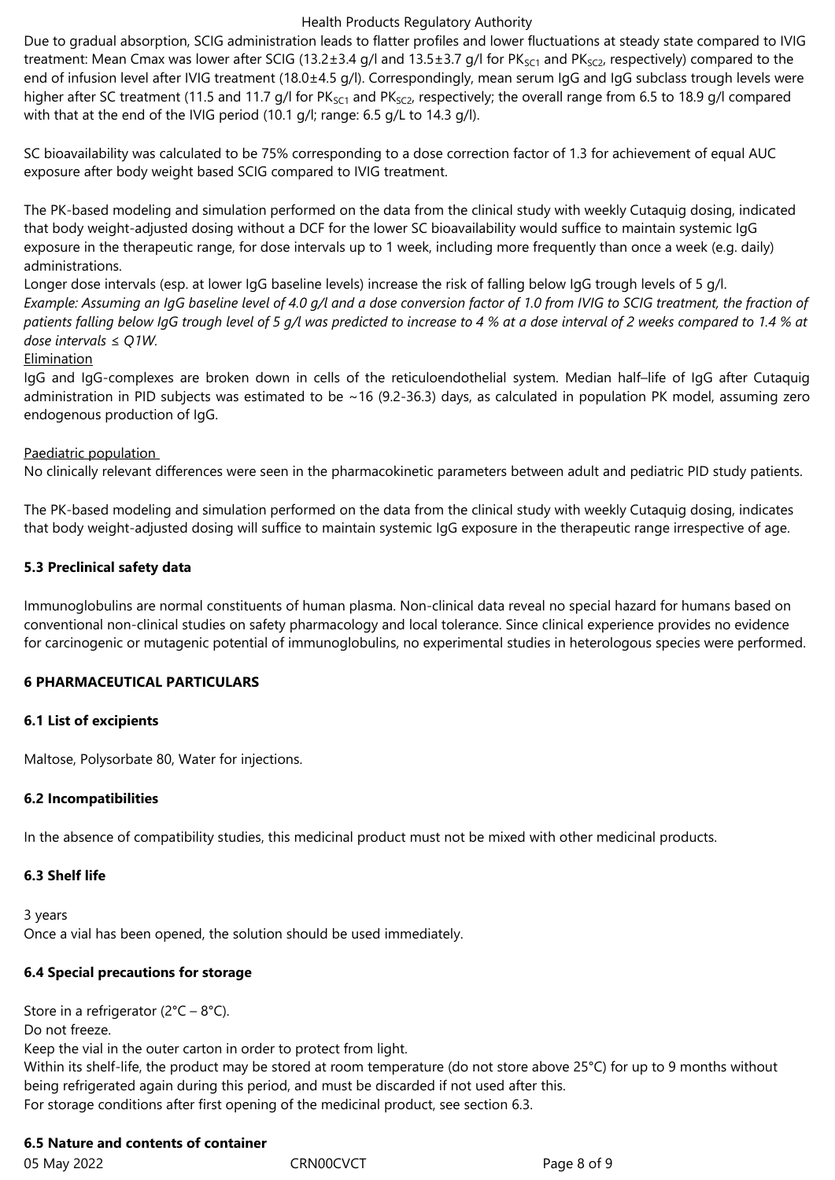Due to gradual absorption, SCIG administration leads to flatter profiles and lower fluctuations at steady state compared to IVIG treatment: Mean Cmax was lower after SCIG (13.2±3.4 g/l and 13.5±3.7 g/l for $PK_{SC1}$ and $PK_{SC2}$, respectively) compared to the end of infusion level after IVIG treatment (18.0±4.5 g/l). Correspondingly, mean serum IgG and IgG subclass trough levels were higher after SC treatment (11.5 and 11.7 g/l for $PK_{SC1}$ and $PK_{SC2}$, respectively; the overall range from 6.5 to 18.9 g/l compared with that at the end of the IVIG period (10.1 g/l; range: 6.5 g/L to 14.3 g/l).

SC bioavailability was calculated to be 75% corresponding to a dose correction factor of 1.3 for achievement of equal AUC exposure after body weight based SCIG compared to IVIG treatment.

The PK-based modeling and simulation performed on the data from the clinical study with weekly Cutaquig dosing, indicated that body weight-adjusted dosing without a DCF for the lower SC bioavailability would suffice to maintain systemic IgG exposure in the therapeutic range, for dose intervals up to 1 week, including more frequently than once a week (e.g. daily) administrations.
Longer dose intervals (esp. at lower IgG baseline levels) increase the risk of falling below IgG trough levels of 5 g/l.
*Example: Assuming an IgG baseline level of 4.0 g/l and a dose conversion factor of 1.0 from IVIG to SCIG treatment, the fraction of patients falling below IgG trough level of 5 g/l was predicted to increase to 4 % at a dose interval of 2 weeks compared to 1.4 % at dose intervals ≤ Q1W.*

Elimination

IgG and IgG-complexes are broken down in cells of the reticuloendothelial system. Median half–life of IgG after Cutaquig administration in PID subjects was estimated to be ~16 (9.2-36.3) days, as calculated in population PK model, assuming zero endogenous production of IgG.

Paediatric population

No clinically relevant differences were seen in the pharmacokinetic parameters between adult and pediatric PID study patients.

The PK-based modeling and simulation performed on the data from the clinical study with weekly Cutaquig dosing, indicates that body weight-adjusted dosing will suffice to maintain systemic IgG exposure in the therapeutic range irrespective of age.

### 5.3 Preclinical safety data

Immunoglobulins are normal constituents of human plasma. Non-clinical data reveal no special hazard for humans based on conventional non-clinical studies on safety pharmacology and local tolerance. Since clinical experience provides no evidence for carcinogenic or mutagenic potential of immunoglobulins, no experimental studies in heterologous species were performed.

## 6 PHARMACEUTICAL PARTICULARS

### 6.1 List of excipients

Maltose, Polysorbate 80, Water for injections.

### 6.2 Incompatibilities

In the absence of compatibility studies, this medicinal product must not be mixed with other medicinal products.

### 6.3 Shelf life

3 years
Once a vial has been opened, the solution should be used immediately.

### 6.4 Special precautions for storage

Store in a refrigerator (2°C – 8°C).
Do not freeze.
Keep the vial in the outer carton in order to protect from light.
Within its shelf-life, the product may be stored at room temperature (do not store above 25°C) for up to 9 months without being refrigerated again during this period, and must be discarded if not used after this.
For storage conditions after first opening of the medicinal product, see section 6.3.

### 6.5 Nature and contents of container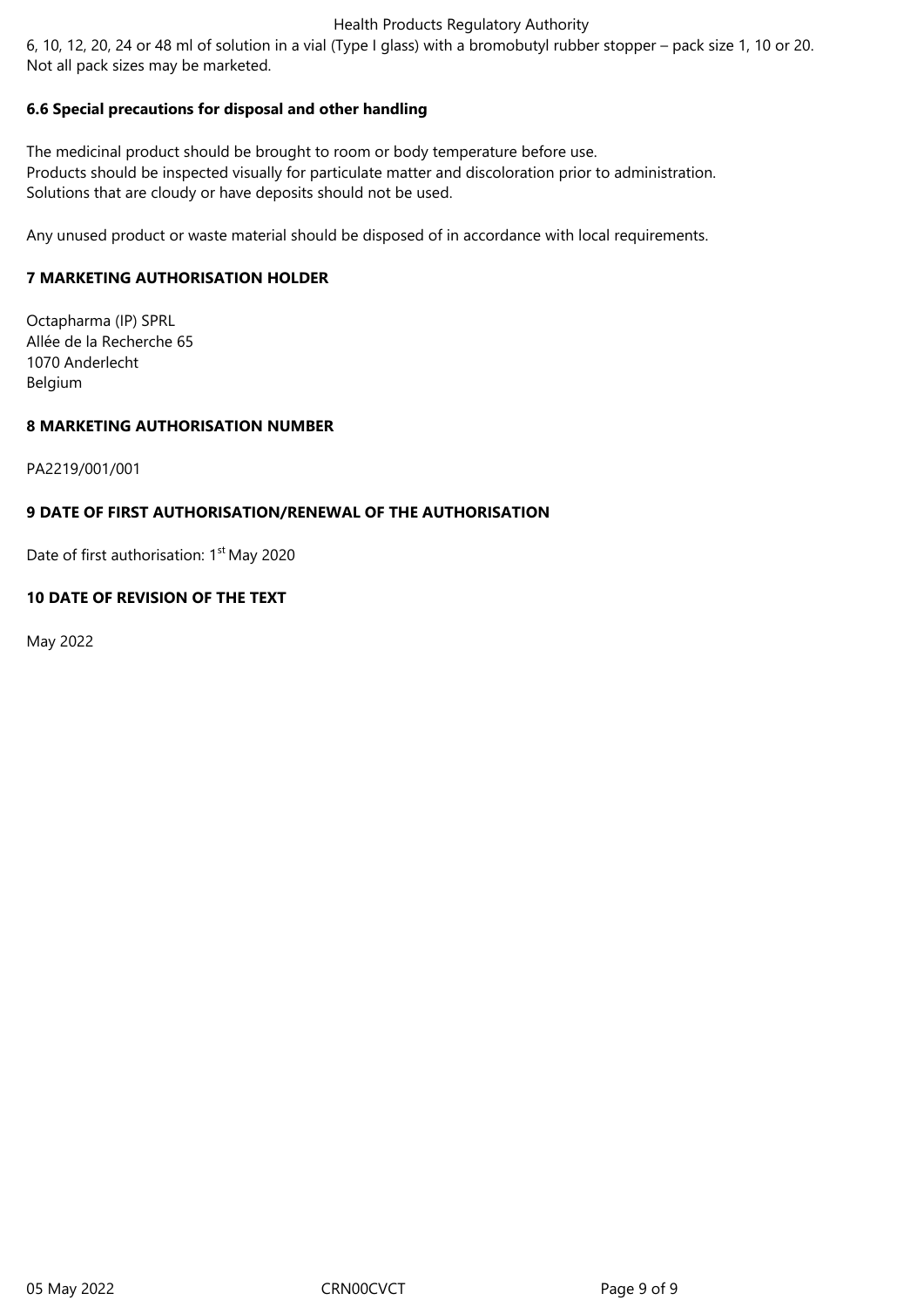6, 10, 12, 20, 24 or 48 ml of solution in a vial (Type I glass) with a bromobutyl rubber stopper – pack size 1, 10 or 20.
Not all pack sizes may be marketed.

### 6.6 Special precautions for disposal and other handling

The medicinal product should be brought to room or body temperature before use.
Products should be inspected visually for particulate matter and discoloration prior to administration.
Solutions that are cloudy or have deposits should not be used.

Any unused product or waste material should be disposed of in accordance with local requirements.

## 7 MARKETING AUTHORISATION HOLDER

Octapharma (IP) SPRL
Allée de la Recherche 65
1070 Anderlecht
Belgium

## 8 MARKETING AUTHORISATION NUMBER

PA2219/001/001

## 9 DATE OF FIRST AUTHORISATION/RENEWAL OF THE AUTHORISATION

Date of first authorisation: 1st May 2020

## 10 DATE OF REVISION OF THE TEXT

May 2022